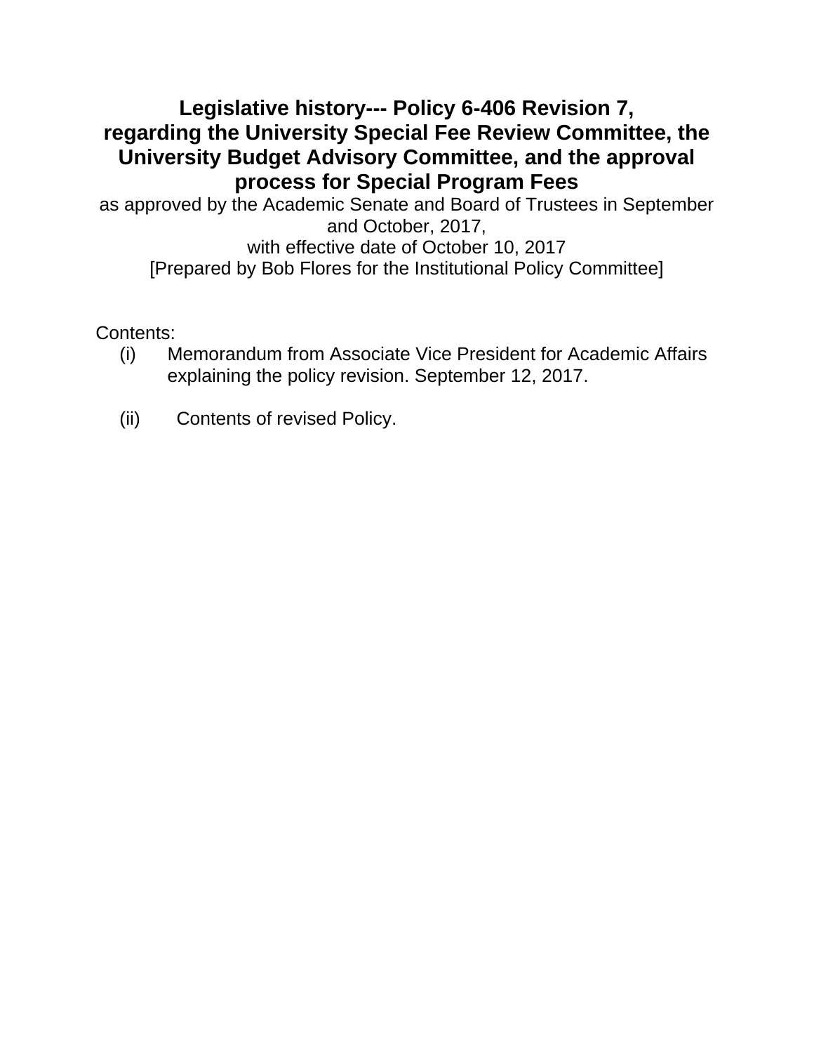# Legislative history--- Policy 6-406 Revision 7, regarding the University Special Fee Review Committee, the University Budget Advisory Committee, and the approval process for Special Program Fees

as approved by the Academic Senate and Board of Trustees in September and October, 2017,
with effective date of October 10, 2017
[Prepared by Bob Flores for the Institutional Policy Committee]

Contents:

(i) Memorandum from Associate Vice President for Academic Affairs explaining the policy revision. September 12, 2017.

(ii) Contents of revised Policy.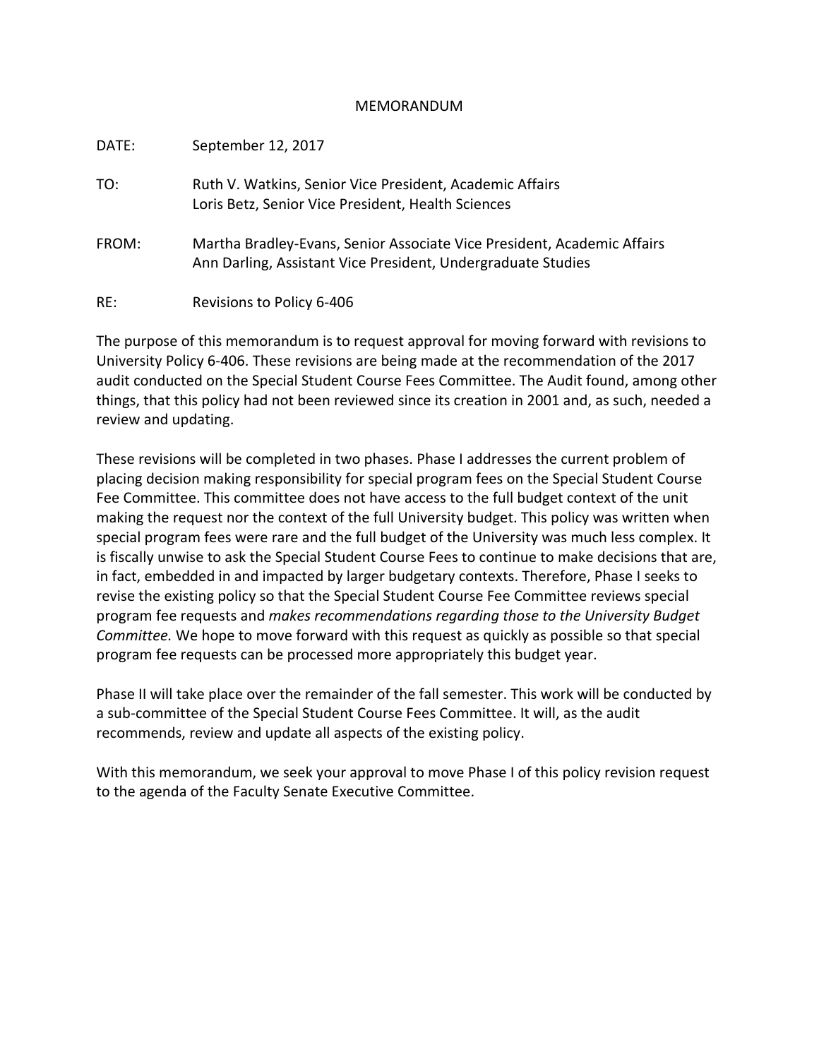# MEMORANDUM

DATE: September 12, 2017

TO: Ruth V. Watkins, Senior Vice President, Academic Affairs
Loris Betz, Senior Vice President, Health Sciences

FROM: Martha Bradley-Evans, Senior Associate Vice President, Academic Affairs
Ann Darling, Assistant Vice President, Undergraduate Studies

RE: Revisions to Policy 6-406

The purpose of this memorandum is to request approval for moving forward with revisions to University Policy 6-406. These revisions are being made at the recommendation of the 2017 audit conducted on the Special Student Course Fees Committee. The Audit found, among other things, that this policy had not been reviewed since its creation in 2001 and, as such, needed a review and updating.

These revisions will be completed in two phases. Phase I addresses the current problem of placing decision making responsibility for special program fees on the Special Student Course Fee Committee. This committee does not have access to the full budget context of the unit making the request nor the context of the full University budget. This policy was written when special program fees were rare and the full budget of the University was much less complex. It is fiscally unwise to ask the Special Student Course Fees to continue to make decisions that are, in fact, embedded in and impacted by larger budgetary contexts. Therefore, Phase I seeks to revise the existing policy so that the Special Student Course Fee Committee reviews special program fee requests and *makes recommendations regarding those to the University Budget Committee.* We hope to move forward with this request as quickly as possible so that special program fee requests can be processed more appropriately this budget year.

Phase II will take place over the remainder of the fall semester. This work will be conducted by a sub-committee of the Special Student Course Fees Committee. It will, as the audit recommends, review and update all aspects of the existing policy.

With this memorandum, we seek your approval to move Phase I of this policy revision request to the agenda of the Faculty Senate Executive Committee.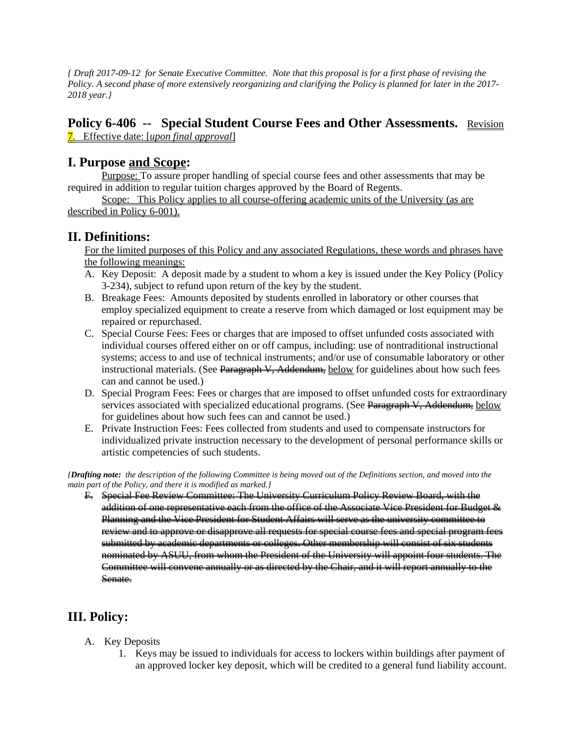*{ Draft 2017-09-12 for Senate Executive Committee. Note that this proposal is for a first phase of revising the Policy. A second phase of more extensively reorganizing and clarifying the Policy is planned for later in the 2017-2018 year.}*

## Policy 6-406 -- Special Student Course Fees and Other Assessments. Revision 7. Effective date: [*upon final approval*]

## I. Purpose and Scope:

Purpose: To assure proper handling of special course fees and other assessments that may be required in addition to regular tuition charges approved by the Board of Regents.

Scope: This Policy applies to all course-offering academic units of the University (as are described in Policy 6-001).

## II. Definitions:

For the limited purposes of this Policy and any associated Regulations, these words and phrases have the following meanings:

A. Key Deposit: A deposit made by a student to whom a key is issued under the Key Policy (Policy 3-234), subject to refund upon return of the key by the student.

B. Breakage Fees: Amounts deposited by students enrolled in laboratory or other courses that employ specialized equipment to create a reserve from which damaged or lost equipment may be repaired or repurchased.

C. Special Course Fees: Fees or charges that are imposed to offset unfunded costs associated with individual courses offered either on or off campus, including: use of nontraditional instructional systems; access to and use of technical instruments; and/or use of consumable laboratory or other instructional materials. (See ~~Paragraph V, Addendum,~~ below for guidelines about how such fees can and cannot be used.)

D. Special Program Fees: Fees or charges that are imposed to offset unfunded costs for extraordinary services associated with specialized educational programs. (See ~~Paragraph V, Addendum,~~ below for guidelines about how such fees can and cannot be used.)

E. Private Instruction Fees: Fees collected from students and used to compensate instructors for individualized private instruction necessary to the development of personal performance skills or artistic competencies of such students.

*{**Drafting note:** the description of the following Committee is being moved out of the Definitions section, and moved into the main part of the Policy, and there it is modified as marked.}*

~~F. Special Fee Review Committee: The University Curriculum Policy Review Board, with the addition of one representative each from the office of the Associate Vice President for Budget & Planning and the Vice President for Student Affairs will serve as the university committee to review and to approve or disapprove all requests for special course fees and special program fees submitted by academic departments or colleges. Other membership will consist of six students nominated by ASUU, from whom the President of the University will appoint four students. The Committee will convene annually or as directed by the Chair, and it will report annually to the Senate.~~

## III. Policy:

A. Key Deposits

1. Keys may be issued to individuals for access to lockers within buildings after payment of an approved locker key deposit, which will be credited to a general fund liability account.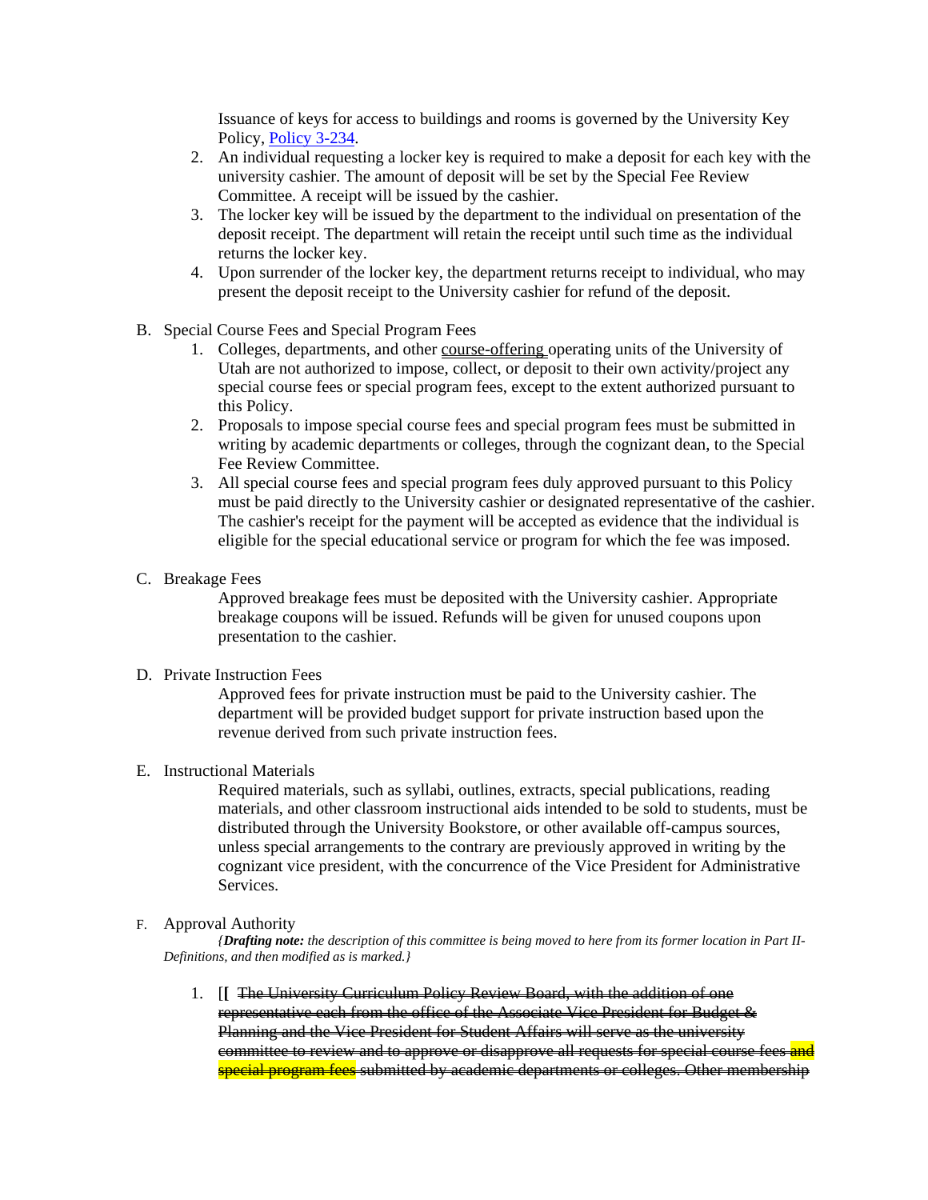Issuance of keys for access to buildings and rooms is governed by the University Key Policy, Policy 3-234.

2. An individual requesting a locker key is required to make a deposit for each key with the university cashier. The amount of deposit will be set by the Special Fee Review Committee. A receipt will be issued by the cashier.
3. The locker key will be issued by the department to the individual on presentation of the deposit receipt. The department will retain the receipt until such time as the individual returns the locker key.
4. Upon surrender of the locker key, the department returns receipt to individual, who may present the deposit receipt to the University cashier for refund of the deposit.

B. Special Course Fees and Special Program Fees

1. Colleges, departments, and other <u>course-offering</u> operating units of the University of Utah are not authorized to impose, collect, or deposit to their own activity/project any special course fees or special program fees, except to the extent authorized pursuant to this Policy.
2. Proposals to impose special course fees and special program fees must be submitted in writing by academic departments or colleges, through the cognizant dean, to the Special Fee Review Committee.
3. All special course fees and special program fees duly approved pursuant to this Policy must be paid directly to the University cashier or designated representative of the cashier. The cashier's receipt for the payment will be accepted as evidence that the individual is eligible for the special educational service or program for which the fee was imposed.

C. Breakage Fees

Approved breakage fees must be deposited with the University cashier. Appropriate breakage coupons will be issued. Refunds will be given for unused coupons upon presentation to the cashier.

D. Private Instruction Fees

Approved fees for private instruction must be paid to the University cashier. The department will be provided budget support for private instruction based upon the revenue derived from such private instruction fees.

E. Instructional Materials

Required materials, such as syllabi, outlines, extracts, special publications, reading materials, and other classroom instructional aids intended to be sold to students, must be distributed through the University Bookstore, or other available off-campus sources, unless special arrangements to the contrary are previously approved in writing by the cognizant vice president, with the concurrence of the Vice President for Administrative Services.

F. Approval Authority

*{**Drafting note:** the description of this committee is being moved to here from its former location in Part II-Definitions, and then modified as is marked.}*

1. [[ ~~The University Curriculum Policy Review Board, with the addition of one representative each from the office of the Associate Vice President for Budget & Planning and the Vice President for Student Affairs will serve as the university committee to review and to approve or disapprove all requests for special course fees and special program fees submitted by academic departments or colleges. Other membership~~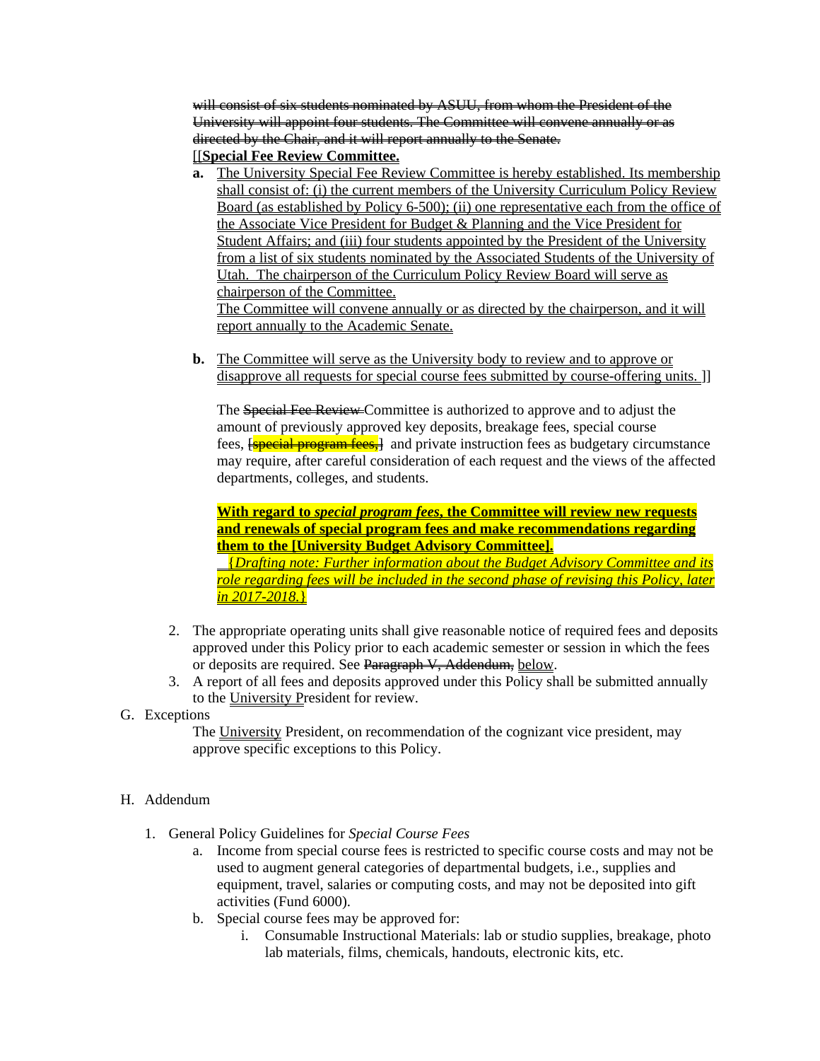~~will consist of six students nominated by ASUU, from whom the President of the University will appoint four students. The Committee will convene annually or as directed by the Chair, and it will report annually to the Senate.~~

[[**Special Fee Review Committee.**

**a.** The University Special Fee Review Committee is hereby established. Its membership shall consist of: (i) the current members of the University Curriculum Policy Review Board (as established by Policy 6-500); (ii) one representative each from the office of the Associate Vice President for Budget & Planning and the Vice President for Student Affairs; and (iii) four students appointed by the President of the University from a list of six students nominated by the Associated Students of the University of Utah. The chairperson of the Curriculum Policy Review Board will serve as chairperson of the Committee.
The Committee will convene annually or as directed by the chairperson, and it will report annually to the Academic Senate.

**b.** The Committee will serve as the University body to review and to approve or disapprove all requests for special course fees submitted by course-offering units. ]]

The ~~Special Fee Review~~ Committee is authorized to approve and to adjust the amount of previously approved key deposits, breakage fees, special course fees, [~~special program fees,~~] and private instruction fees as budgetary circumstance may require, after careful consideration of each request and the views of the affected departments, colleges, and students.

**With regard to *special program fees*, the Committee will review new requests and renewals of special program fees and make recommendations regarding them to the [University Budget Advisory Committee].**
{*Drafting note: Further information about the Budget Advisory Committee and its role regarding fees will be included in the second phase of revising this Policy, later in 2017-2018.*}

2. The appropriate operating units shall give reasonable notice of required fees and deposits approved under this Policy prior to each academic semester or session in which the fees or deposits are required. See ~~Paragraph V, Addendum,~~ below.
3. A report of all fees and deposits approved under this Policy shall be submitted annually to the University President for review.

G. Exceptions

The University President, on recommendation of the cognizant vice president, may approve specific exceptions to this Policy.

H. Addendum

1. General Policy Guidelines for *Special Course Fees*
   a. Income from special course fees is restricted to specific course costs and may not be used to augment general categories of departmental budgets, i.e., supplies and equipment, travel, salaries or computing costs, and may not be deposited into gift activities (Fund 6000).
   b. Special course fees may be approved for:
      i. Consumable Instructional Materials: lab or studio supplies, breakage, photo lab materials, films, chemicals, handouts, electronic kits, etc.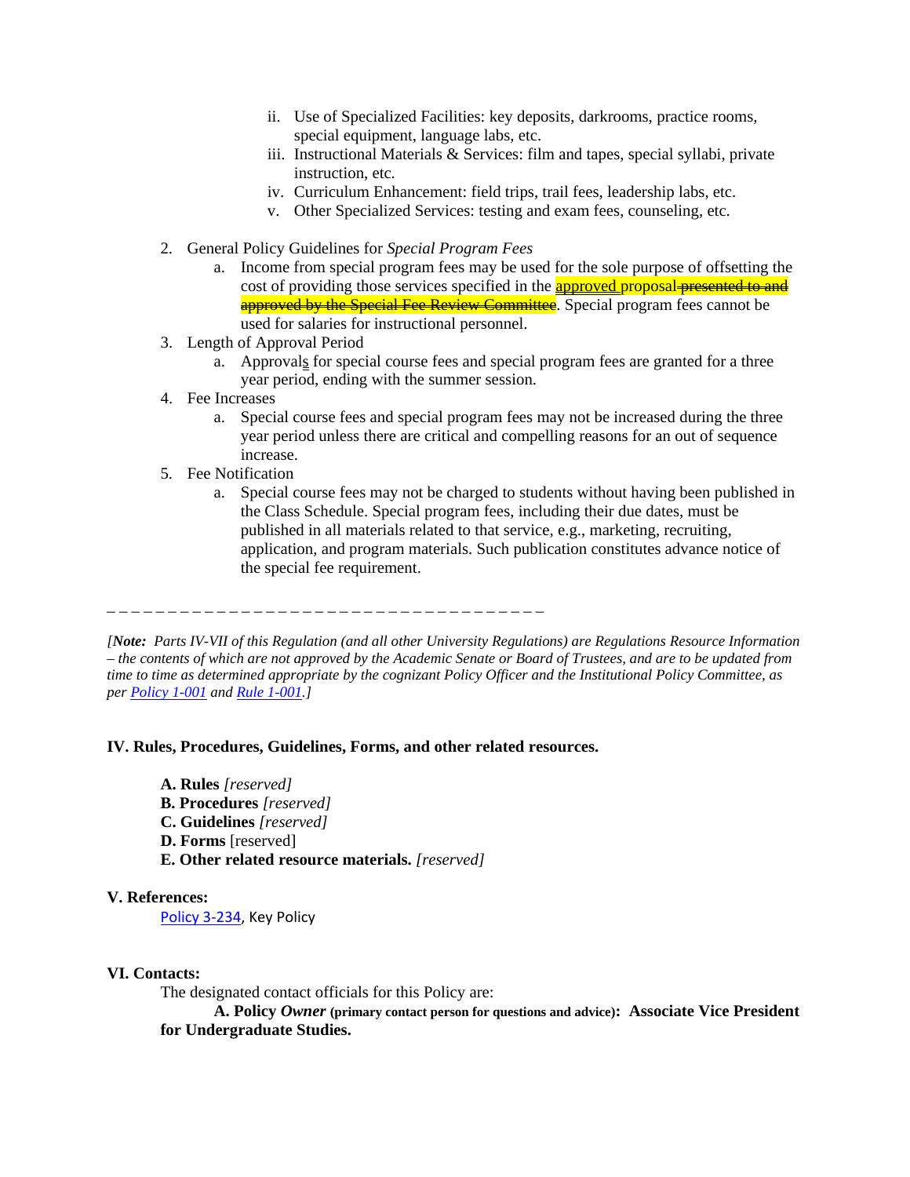ii. Use of Specialized Facilities: key deposits, darkrooms, practice rooms, special equipment, language labs, etc.
        iii. Instructional Materials & Services: film and tapes, special syllabi, private instruction, etc.
        iv. Curriculum Enhancement: field trips, trail fees, leadership labs, etc.
        v. Other Specialized Services: testing and exam fees, counseling, etc.

2. General Policy Guidelines for *Special Program Fees*
    a. Income from special program fees may be used for the sole purpose of offsetting the cost of providing those services specified in the <u>approved</u> proposal ~~presented to and approved by the Special Fee Review Committee~~. Special program fees cannot be used for salaries for instructional personnel.
3. Length of Approval Period
    a. Approval<u>s</u> for special course fees and special program fees are granted for a three year period, ending with the summer session.
4. Fee Increases
    a. Special course fees and special program fees may not be increased during the three year period unless there are critical and compelling reasons for an out of sequence increase.
5. Fee Notification
    a. Special course fees may not be charged to students without having been published in the Class Schedule. Special program fees, including their due dates, must be published in all materials related to that service, e.g., marketing, recruiting, application, and program materials. Such publication constitutes advance notice of the special fee requirement.

_ _ _ _ _ _ _ _ _ _ _ _ _ _ _ _ _ _ _ _ _ _ _ _ _ _ _ _ _ _ _ _ _ _ _ _ _

*[**Note:** Parts IV-VII of this Regulation (and all other University Regulations) are Regulations Resource Information – the contents of which are not approved by the Academic Senate or Board of Trustees, and are to be updated from time to time as determined appropriate by the cognizant Policy Officer and the Institutional Policy Committee, as per Policy 1-001 and Rule 1-001.]*

## IV. Rules, Procedures, Guidelines, Forms, and other related resources.

**A. Rules** *[reserved]*
**B. Procedures** *[reserved]*
**C. Guidelines** *[reserved]*
**D. Forms** [reserved]
**E. Other related resource materials.** *[reserved]*

## V. References:

Policy 3-234, Key Policy

## VI. Contacts:

The designated contact officials for this Policy are:

**A. Policy *Owner* (primary contact person for questions and advice): Associate Vice President for Undergraduate Studies.**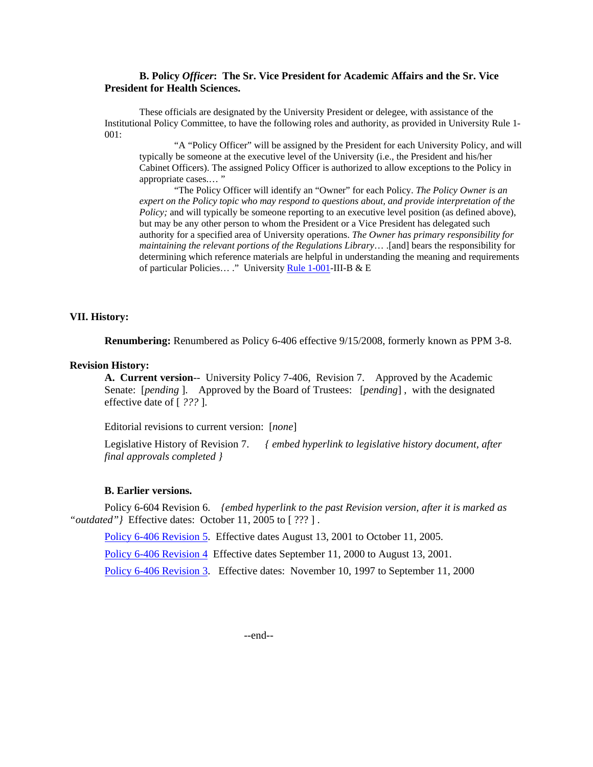**B. Policy *Officer*: The Sr. Vice President for Academic Affairs and the Sr. Vice President for Health Sciences.**

These officials are designated by the University President or delegee, with assistance of the Institutional Policy Committee, to have the following roles and authority, as provided in University Rule 1-001:

> "A "Policy Officer" will be assigned by the President for each University Policy, and will typically be someone at the executive level of the University (i.e., the President and his/her Cabinet Officers). The assigned Policy Officer is authorized to allow exceptions to the Policy in appropriate cases.… "
>
> "The Policy Officer will identify an "Owner" for each Policy. *The Policy Owner is an expert on the Policy topic who may respond to questions about, and provide interpretation of the Policy;* and will typically be someone reporting to an executive level position (as defined above), but may be any other person to whom the President or a Vice President has delegated such authority for a specified area of University operations. *The Owner has primary responsibility for maintaining the relevant portions of the Regulations Library*… .[and] bears the responsibility for determining which reference materials are helpful in understanding the meaning and requirements of particular Policies… ." University Rule 1-001-III-B & E

## VII. History:

**Renumbering:** Renumbered as Policy 6-406 effective 9/15/2008, formerly known as PPM 3-8.

**Revision History:**

**A. Current version**-- University Policy 7-406, Revision 7. Approved by the Academic Senate: [*pending* ]. Approved by the Board of Trustees: [*pending*] , with the designated effective date of [ *???* ].

Editorial revisions to current version: [*none*]

Legislative History of Revision 7. *{ embed hyperlink to legislative history document, after final approvals completed }*

**B. Earlier versions.**

Policy 6-604 Revision 6. *{embed hyperlink to the past Revision version, after it is marked as "outdated"}* Effective dates: October 11, 2005 to [ ??? ] .

Policy 6-406 Revision 5. Effective dates August 13, 2001 to October 11, 2005.

Policy 6-406 Revision 4 Effective dates September 11, 2000 to August 13, 2001.

Policy 6-406 Revision 3. Effective dates: November 10, 1997 to September 11, 2000

--end--